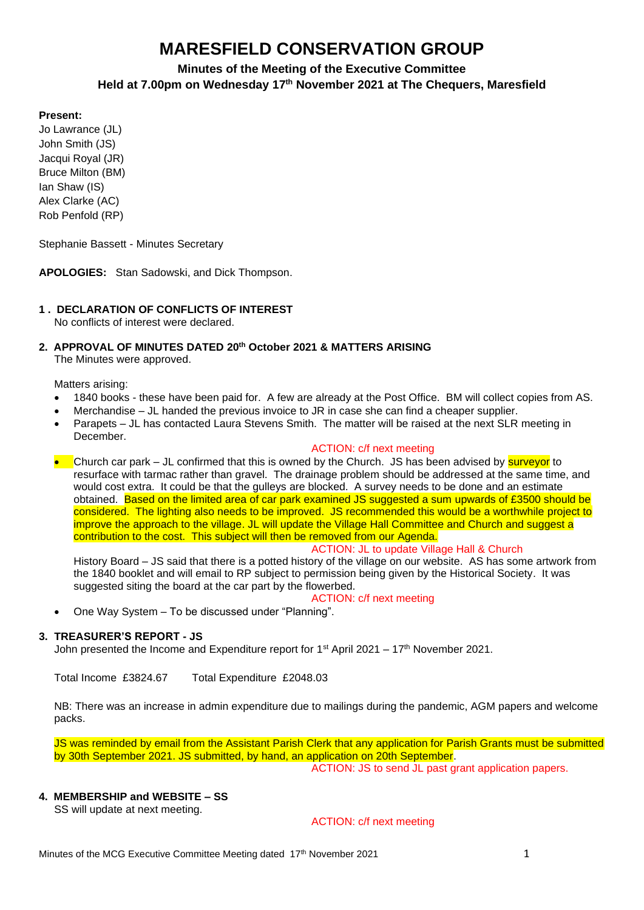# MARESFIELD CONSERVATION GROUP

**Minutes of the Meeting of the Executive Committee**
**Held at 7.00pm on Wednesday 17th November 2021 at The Chequers, Maresfield**

**Present:**
Jo Lawrance (JL)
John Smith (JS)
Jacqui Royal (JR)
Bruce Milton (BM)
Ian Shaw (IS)
Alex Clarke (AC)
Rob Penfold (RP)

Stephanie Bassett - Minutes Secretary

**APOLOGIES:** Stan Sadowski, and Dick Thompson.

## 1 . DECLARATION OF CONFLICTS OF INTEREST

No conflicts of interest were declared.

## 2. APPROVAL OF MINUTES DATED 20th October 2021 & MATTERS ARISING

The Minutes were approved.

Matters arising:

- 1840 books - these have been paid for. A few are already at the Post Office. BM will collect copies from AS.
- Merchandise – JL handed the previous invoice to JR in case she can find a cheaper supplier.
- Parapets – JL has contacted Laura Stevens Smith. The matter will be raised at the next SLR meeting in December.

  ACTION: c/f next meeting

- Church car park – JL confirmed that this is owned by the Church. JS has been advised by surveyor to resurface with tarmac rather than gravel. The drainage problem should be addressed at the same time, and would cost extra. It could be that the gulleys are blocked. A survey needs to be done and an estimate obtained. Based on the limited area of car park examined JS suggested a sum upwards of £3500 should be considered. The lighting also needs to be improved. JS recommended this would be a worthwhile project to improve the approach to the village. JL will update the Village Hall Committee and Church and suggest a contribution to the cost. This subject will then be removed from our Agenda.

  ACTION: JL to update Village Hall & Church

  History Board – JS said that there is a potted history of the village on our website. AS has some artwork from the 1840 booklet and will email to RP subject to permission being given by the Historical Society. It was suggested siting the board at the car part by the flowerbed.

  ACTION: c/f next meeting

- One Way System – To be discussed under "Planning".

## 3. TREASURER'S REPORT - JS

John presented the Income and Expenditure report for 1st April 2021 – 17th November 2021.

Total Income £3824.67 Total Expenditure £2048.03

NB: There was an increase in admin expenditure due to mailings during the pandemic, AGM papers and welcome packs.

JS was reminded by email from the Assistant Parish Clerk that any application for Parish Grants must be submitted by 30th September 2021. JS submitted, by hand, an application on 20th September.

ACTION: JS to send JL past grant application papers.

## 4. MEMBERSHIP and WEBSITE – SS

SS will update at next meeting.

ACTION: c/f next meeting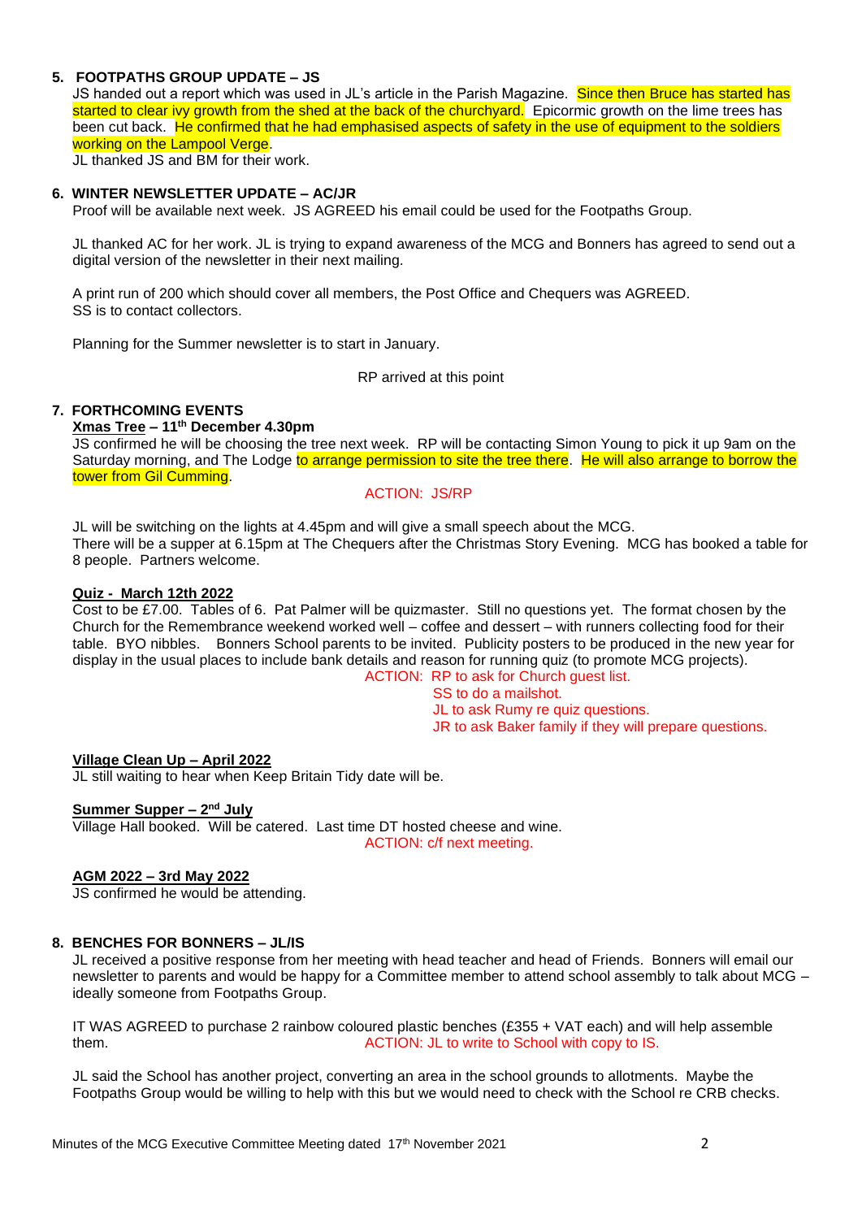## 5. FOOTPATHS GROUP UPDATE – JS

JS handed out a report which was used in JL's article in the Parish Magazine. Since then Bruce has started has started to clear ivy growth from the shed at the back of the churchyard. Epicormic growth on the lime trees has been cut back. He confirmed that he had emphasised aspects of safety in the use of equipment to the soldiers working on the Lampool Verge.

JL thanked JS and BM for their work.

## 6. WINTER NEWSLETTER UPDATE – AC/JR

Proof will be available next week. JS AGREED his email could be used for the Footpaths Group.

JL thanked AC for her work. JL is trying to expand awareness of the MCG and Bonners has agreed to send out a digital version of the newsletter in their next mailing.

A print run of 200 which should cover all members, the Post Office and Chequers was AGREED.
SS is to contact collectors.

Planning for the Summer newsletter is to start in January.

RP arrived at this point

## 7. FORTHCOMING EVENTS

**Xmas Tree – 11th December 4.30pm**

JS confirmed he will be choosing the tree next week. RP will be contacting Simon Young to pick it up 9am on the Saturday morning, and The Lodge to arrange permission to site the tree there. He will also arrange to borrow the tower from Gil Cumming.

ACTION: JS/RP

JL will be switching on the lights at 4.45pm and will give a small speech about the MCG.
There will be a supper at 6.15pm at The Chequers after the Christmas Story Evening. MCG has booked a table for 8 people. Partners welcome.

**Quiz - March 12th 2022**

Cost to be £7.00. Tables of 6. Pat Palmer will be quizmaster. Still no questions yet. The format chosen by the Church for the Remembrance weekend worked well – coffee and dessert – with runners collecting food for their table. BYO nibbles. Bonners School parents to be invited. Publicity posters to be produced in the new year for display in the usual places to include bank details and reason for running quiz (to promote MCG projects).

ACTION: RP to ask for Church guest list.
SS to do a mailshot.
JL to ask Rumy re quiz questions.
JR to ask Baker family if they will prepare questions.

**Village Clean Up – April 2022**

JL still waiting to hear when Keep Britain Tidy date will be.

**Summer Supper – 2nd July**

Village Hall booked. Will be catered. Last time DT hosted cheese and wine.

ACTION: c/f next meeting.

**AGM 2022 – 3rd May 2022**

JS confirmed he would be attending.

## 8. BENCHES FOR BONNERS – JL/IS

JL received a positive response from her meeting with head teacher and head of Friends. Bonners will email our newsletter to parents and would be happy for a Committee member to attend school assembly to talk about MCG – ideally someone from Footpaths Group.

IT WAS AGREED to purchase 2 rainbow coloured plastic benches (£355 + VAT each) and will help assemble them. ACTION: JL to write to School with copy to IS.

JL said the School has another project, converting an area in the school grounds to allotments. Maybe the Footpaths Group would be willing to help with this but we would need to check with the School re CRB checks.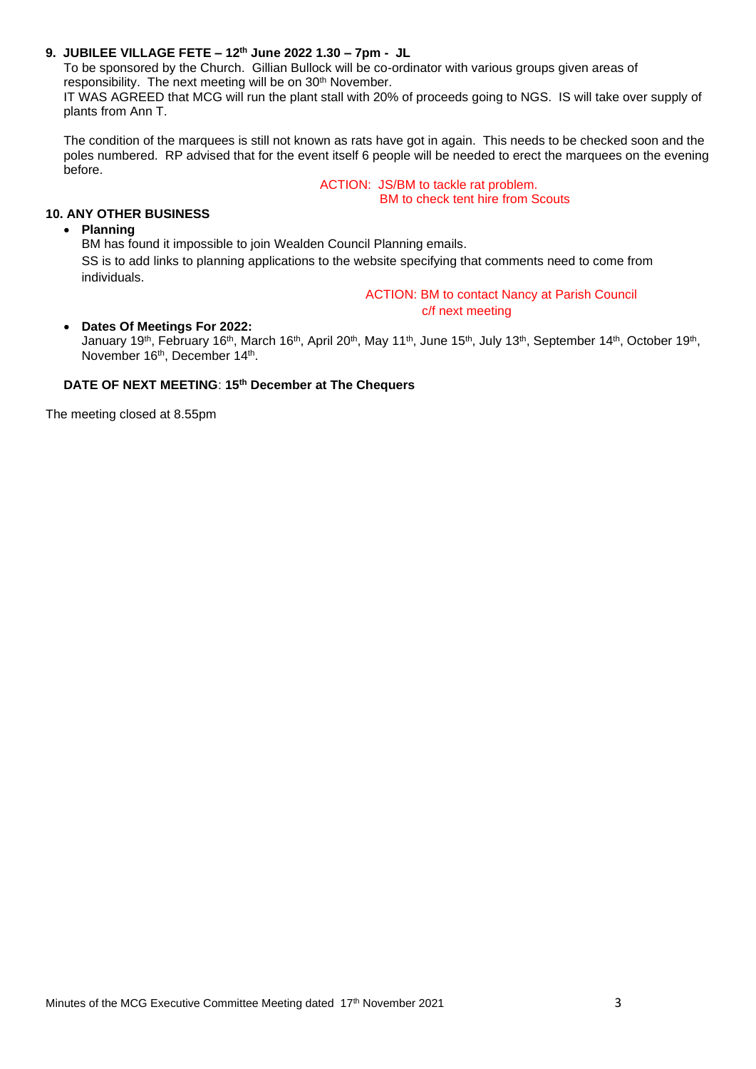## 9. JUBILEE VILLAGE FETE – 12th June 2022 1.30 – 7pm - JL

To be sponsored by the Church. Gillian Bullock will be co-ordinator with various groups given areas of responsibility. The next meeting will be on 30th November.

IT WAS AGREED that MCG will run the plant stall with 20% of proceeds going to NGS. IS will take over supply of plants from Ann T.

The condition of the marquees is still not known as rats have got in again. This needs to be checked soon and the poles numbered. RP advised that for the event itself 6 people will be needed to erect the marquees on the evening before.

ACTION: JS/BM to tackle rat problem.
BM to check tent hire from Scouts

## 10. ANY OTHER BUSINESS

- **Planning**

  BM has found it impossible to join Wealden Council Planning emails.

  SS is to add links to planning applications to the website specifying that comments need to come from individuals.

  ACTION: BM to contact Nancy at Parish Council
  c/f next meeting

- **Dates Of Meetings For 2022:**

  January 19th, February 16th, March 16th, April 20th, May 11th, June 15th, July 13th, September 14th, October 19th, November 16th, December 14th.

**DATE OF NEXT MEETING**: **15th December at The Chequers**

The meeting closed at 8.55pm